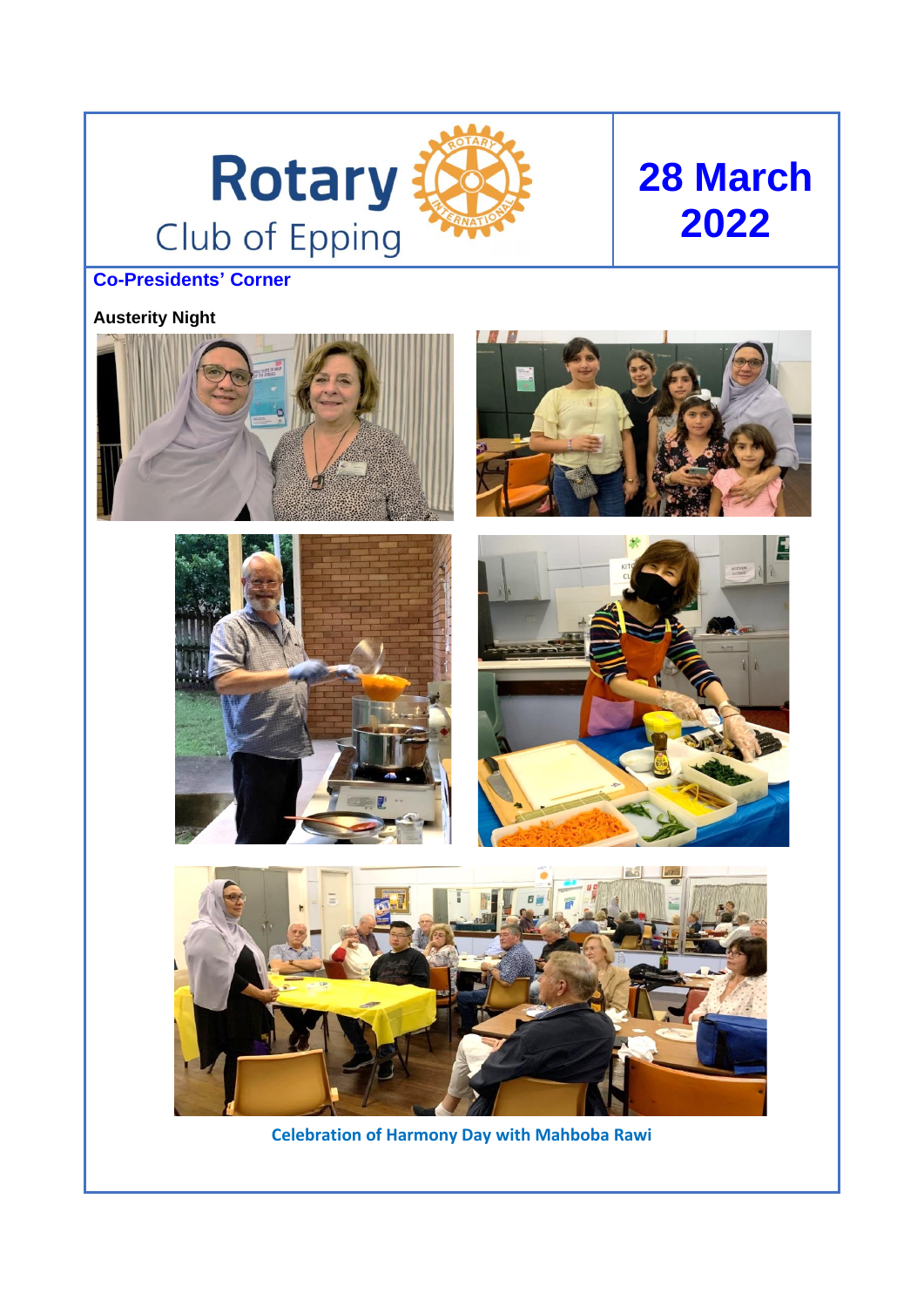# Rotary Club of Epping

## 28 March 2022

### Co-Presidents' Corner

**Austerity Night**

Celebration of Harmony Day with Mahboba Rawi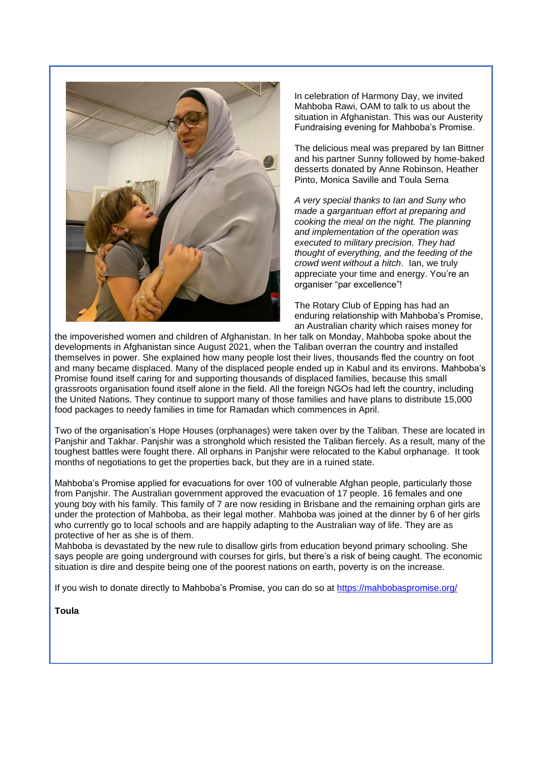In celebration of Harmony Day, we invited Mahboba Rawi, OAM to talk to us about the situation in Afghanistan. This was our Austerity Fundraising evening for Mahboba's Promise.

The delicious meal was prepared by Ian Bittner and his partner Sunny followed by home-baked desserts donated by Anne Robinson, Heather Pinto, Monica Saville and Toula Serna

*A very special thanks to Ian and Suny who made a gargantuan effort at preparing and cooking the meal on the night. The planning and implementation of the operation was executed to military precision. They had thought of everything, and the feeding of the crowd went without a hitch*. Ian, we truly appreciate your time and energy. You're an organiser "par excellence"!

The Rotary Club of Epping has had an enduring relationship with Mahboba's Promise, an Australian charity which raises money for the impoverished women and children of Afghanistan. In her talk on Monday, Mahboba spoke about the developments in Afghanistan since August 2021, when the Taliban overran the country and installed themselves in power. She explained how many people lost their lives, thousands fled the country on foot and many became displaced. Many of the displaced people ended up in Kabul and its environs. Mahboba's Promise found itself caring for and supporting thousands of displaced families, because this small grassroots organisation found itself alone in the field. All the foreign NGOs had left the country, including the United Nations. They continue to support many of those families and have plans to distribute 15,000 food packages to needy families in time for Ramadan which commences in April.

Two of the organisation's Hope Houses (orphanages) were taken over by the Taliban. These are located in Panjshir and Takhar. Panjshir was a stronghold which resisted the Taliban fiercely. As a result, many of the toughest battles were fought there. All orphans in Panjshir were relocated to the Kabul orphanage. It took months of negotiations to get the properties back, but they are in a ruined state.

Mahboba's Promise applied for evacuations for over 100 of vulnerable Afghan people, particularly those from Panjshir. The Australian government approved the evacuation of 17 people. 16 females and one young boy with his family. This family of 7 are now residing in Brisbane and the remaining orphan girls are under the protection of Mahboba, as their legal mother. Mahboba was joined at the dinner by 6 of her girls who currently go to local schools and are happily adapting to the Australian way of life. They are as protective of her as she is of them.

Mahboba is devastated by the new rule to disallow girls from education beyond primary schooling. She says people are going underground with courses for girls, but there's a risk of being caught. The economic situation is dire and despite being one of the poorest nations on earth, poverty is on the increase.

If you wish to donate directly to Mahboba's Promise, you can do so at [https://mahbobaspromise.org/](https://mahbobaspromise.org/)

**Toula**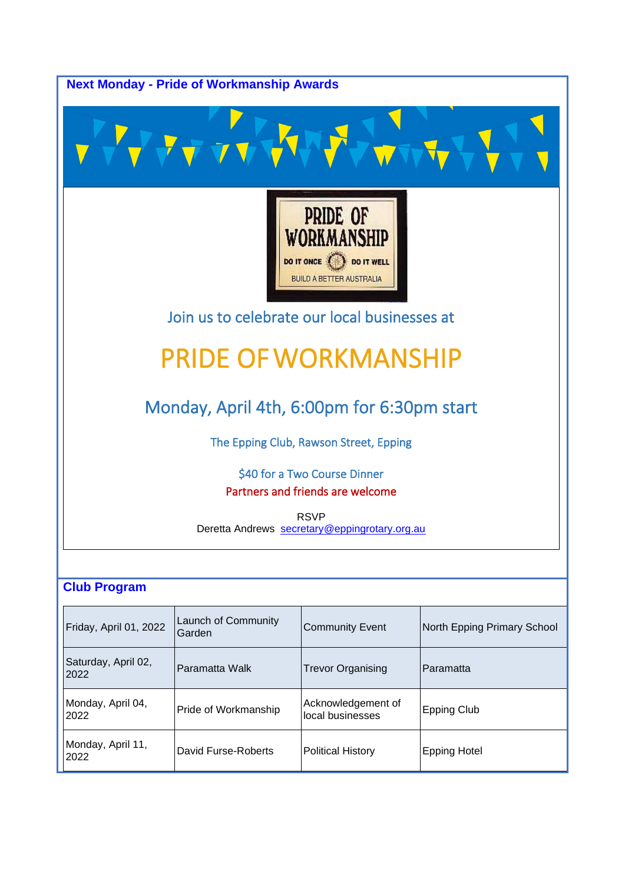## Next Monday - Pride of Workmanship Awards

Join us to celebrate our local businesses at

# PRIDE OF WORKMANSHIP

## Monday, April 4th, 6:00pm for 6:30pm start

The Epping Club, Rawson Street, Epping

$40 for a Two Course Dinner

Partners and friends are welcome

RSVP
Deretta Andrews secretary@eppingrotary.org.au

## Club Program

| | | | |
|---|---|---|---|
| Friday, April 01, 2022 | Launch of Community Garden | Community Event | North Epping Primary School |
| Saturday, April 02, 2022 | Paramatta Walk | Trevor Organising | Paramatta |
| Monday, April 04, 2022 | Pride of Workmanship | Acknowledgement of local businesses | Epping Club |
| Monday, April 11, 2022 | David Furse-Roberts | Political History | Epping Hotel |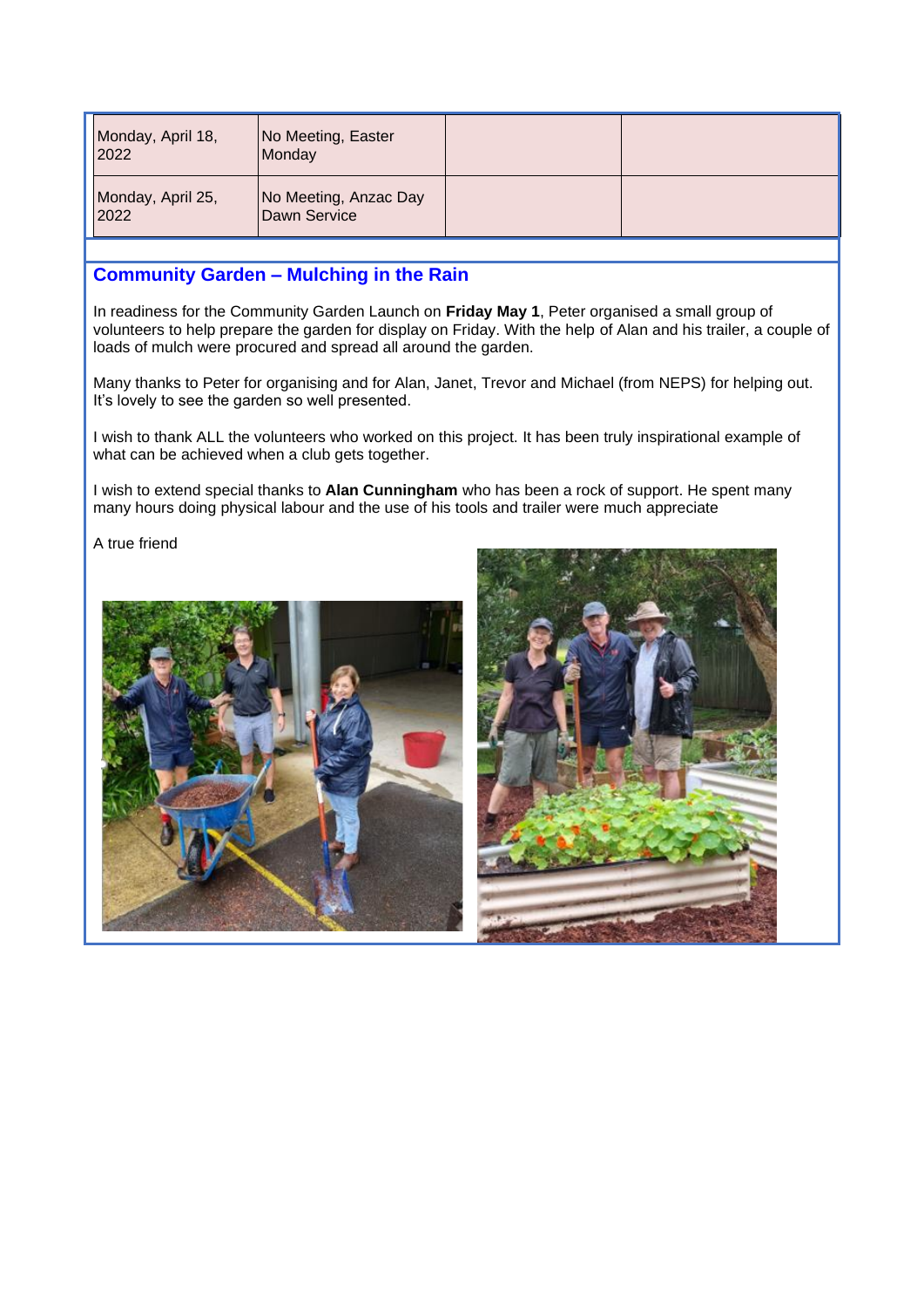| | | | |
|---|---|---|---|
| Monday, April 18, 2022 | No Meeting, Easter Monday | | |
| Monday, April 25, 2022 | No Meeting, Anzac Day Dawn Service | | |

## Community Garden – Mulching in the Rain

In readiness for the Community Garden Launch on **Friday May 1**, Peter organised a small group of volunteers to help prepare the garden for display on Friday. With the help of Alan and his trailer, a couple of loads of mulch were procured and spread all around the garden.

Many thanks to Peter for organising and for Alan, Janet, Trevor and Michael (from NEPS) for helping out. It's lovely to see the garden so well presented.

I wish to thank ALL the volunteers who worked on this project. It has been truly inspirational example of what can be achieved when a club gets together.

I wish to extend special thanks to **Alan Cunningham** who has been a rock of support. He spent many many hours doing physical labour and the use of his tools and trailer were much appreciate

A true friend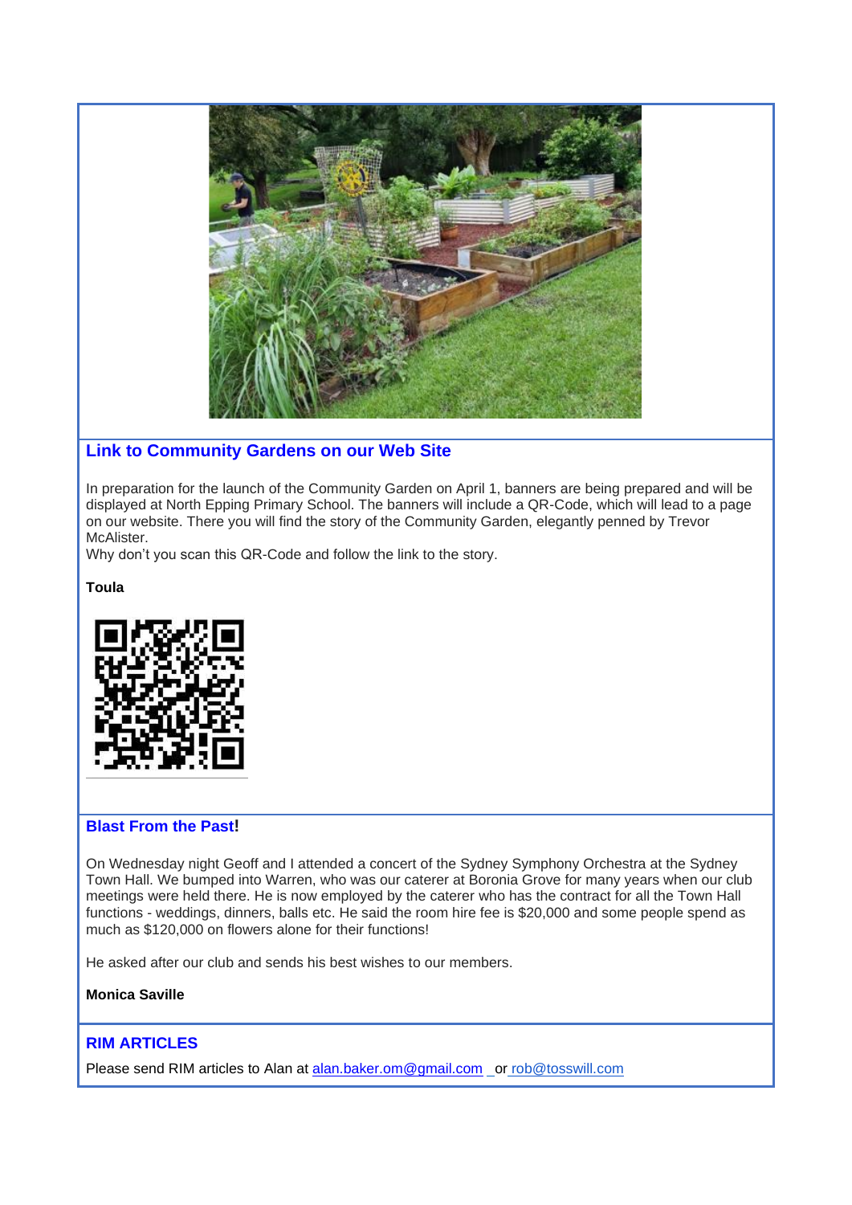## Link to Community Gardens on our Web Site

In preparation for the launch of the Community Garden on April 1, banners are being prepared and will be displayed at North Epping Primary School. The banners will include a QR-Code, which will lead to a page on our website. There you will find the story of the Community Garden, elegantly penned by Trevor McAlister.
Why don't you scan this QR-Code and follow the link to the story.

**Toula**

## Blast From the Past!

On Wednesday night Geoff and I attended a concert of the Sydney Symphony Orchestra at the Sydney Town Hall. We bumped into Warren, who was our caterer at Boronia Grove for many years when our club meetings were held there. He is now employed by the caterer who has the contract for all the Town Hall functions - weddings, dinners, balls etc. He said the room hire fee is $20,000 and some people spend as much as $120,000 on flowers alone for their functions!

He asked after our club and sends his best wishes to our members.

**Monica Saville**

## RIM ARTICLES

Please send RIM articles to Alan at alan.baker.om@gmail.com or rob@tosswill.com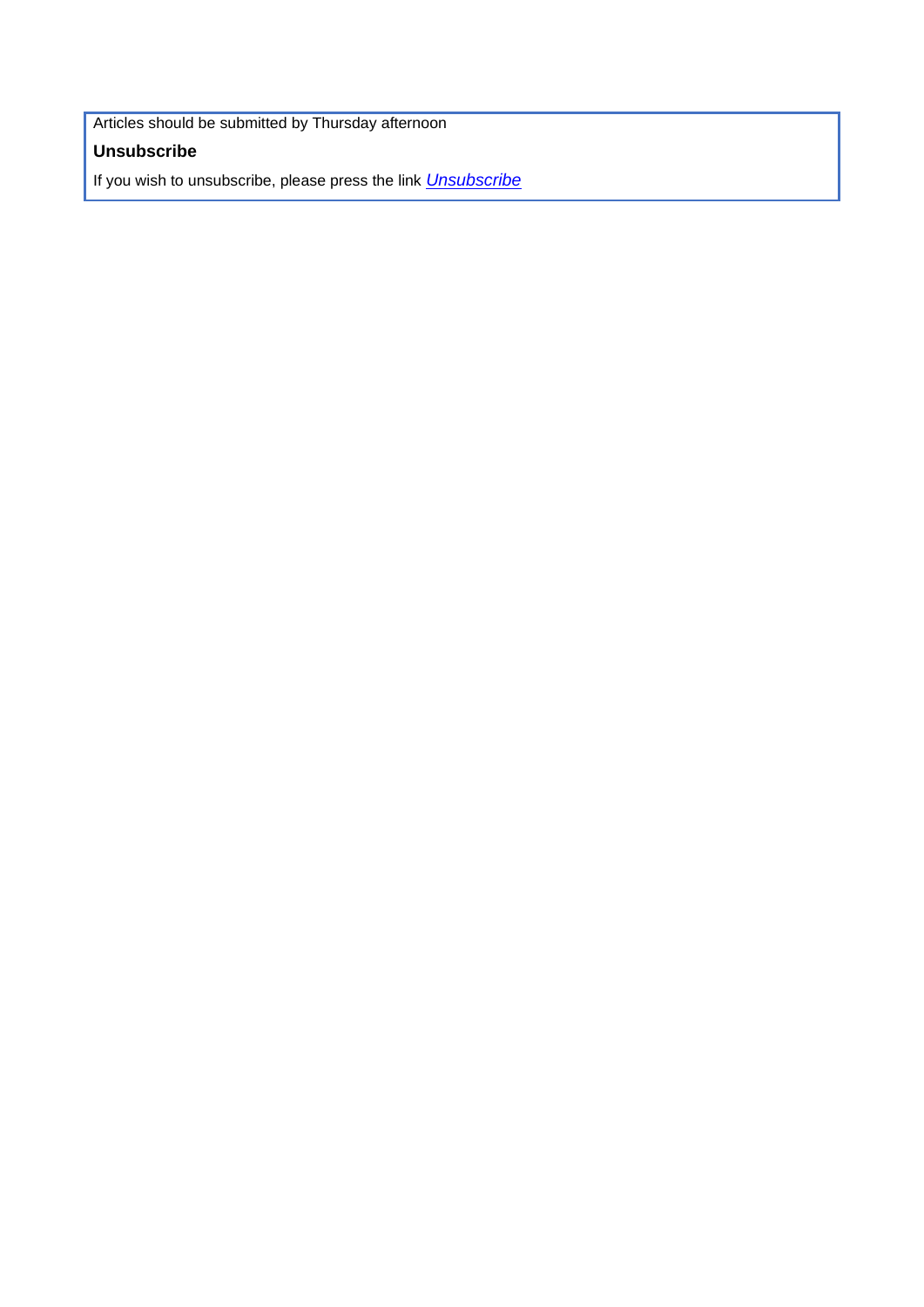Articles should be submitted by Thursday afternoon

**Unsubscribe**

If you wish to unsubscribe, please press the link *Unsubscribe*